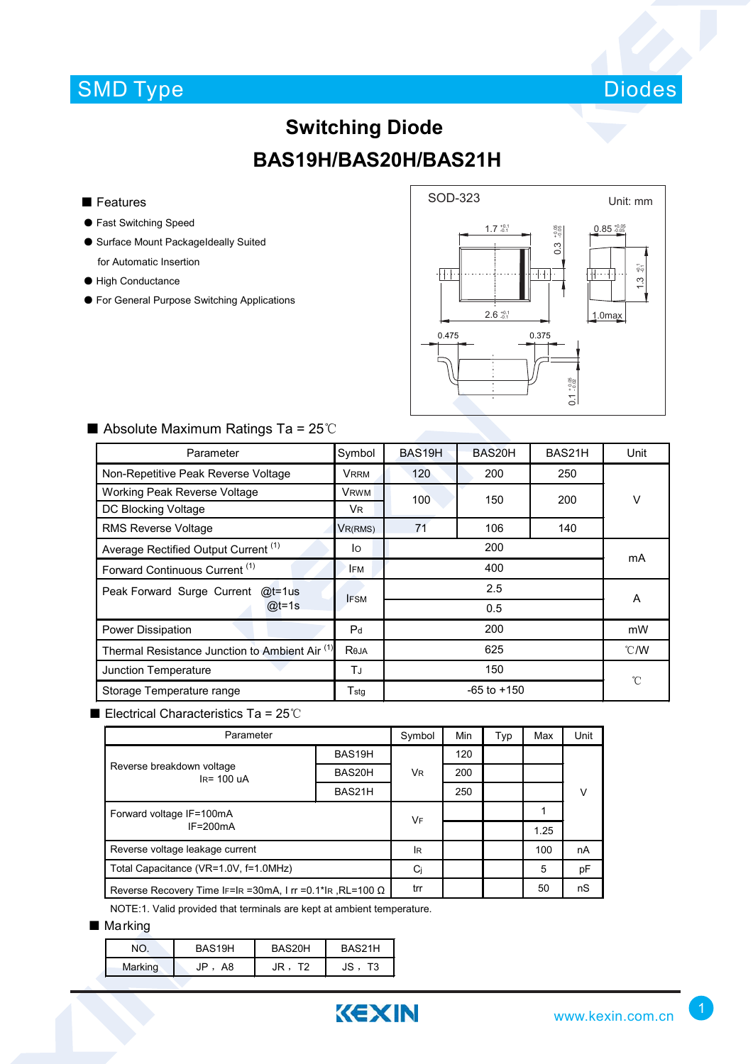SMD Type | Diodes

# Switching Diode

# BAS19H/BAS20H/BAS21H

## ■ Features

- Fast Switching Speed
- Surface Mount PackageIdeally Suited for Automatic Insertion
- High Conductance
- For General Purpose Switching Applications

SOD-323 Unit: mm

## ■ Absolute Maximum Ratings Ta = 25℃

| Parameter | Symbol | BAS19H | BAS20H | BAS21H | Unit |
|---|---|---|---|---|---|
| Non-Repetitive Peak Reverse Voltage | $V_{RRM}$ | 120 | 200 | 250 | V |
| Working Peak Reverse Voltage | $V_{RWM}$ | 100 | 150 | 200 | V |
| DC Blocking Voltage | $V_R$ | 100 | 150 | 200 | V |
| RMS Reverse Voltage | $V_{R(RMS)}$ | 71 | 106 | 140 | V |
| Average Rectified Output Current [(1)] | $I_O$ | 200 | | | mA |
| Forward Continuous Current [(1)] | $I_{FM}$ | 400 | | | mA |
| Peak Forward Surge Current @t=1us | $I_{FSM}$ | 2.5 | | | A |
| Peak Forward Surge Current @t=1s | $I_{FSM}$ | 0.5 | | | A |
| Power Dissipation | $P_d$ | 200 | | | mW |
| Thermal Resistance Junction to Ambient Air [(1)] | $R_{\theta JA}$ | 625 | | | ℃/W |
| Junction Temperature | $T_J$ | 150 | | | ℃ |
| Storage Temperature range | $T_{stg}$ | -65 to +150 | | | ℃ |

## ■ Electrical Characteristics Ta = 25℃

| Parameter | | Symbol | Min | Typ | Max | Unit |
|---|---|---|---|---|---|---|
| Reverse breakdown voltage $I_R$= 100 uA | BAS19H | $V_R$ | 120 | | | V |
| | BAS20H | | 200 | | | |
| | BAS21H | | 250 | | | |
| Forward voltage IF=100mA | | $V_F$ | | | 1 | V |
| IF=200mA | | | | | 1.25 | |
| Reverse voltage leakage current | | $I_R$ | | | 100 | nA |
| Total Capacitance (VR=1.0V, f=1.0MHz) | | $C_j$ | | | 5 | pF |
| Reverse Recovery Time $I_F$=$I_R$ =30mA, $I_{rr}$ =0.1*$I_R$ ,RL=100 Ω | | trr | | | 50 | nS |

NOTE:1. Valid provided that terminals are kept at ambient temperature.

## ■ Marking

| NO. | BAS19H | BAS20H | BAS21H |
|---|---|---|---|
| Marking | JP，A8 | JR，T2 | JS，T3 |

www.kexin.com.cn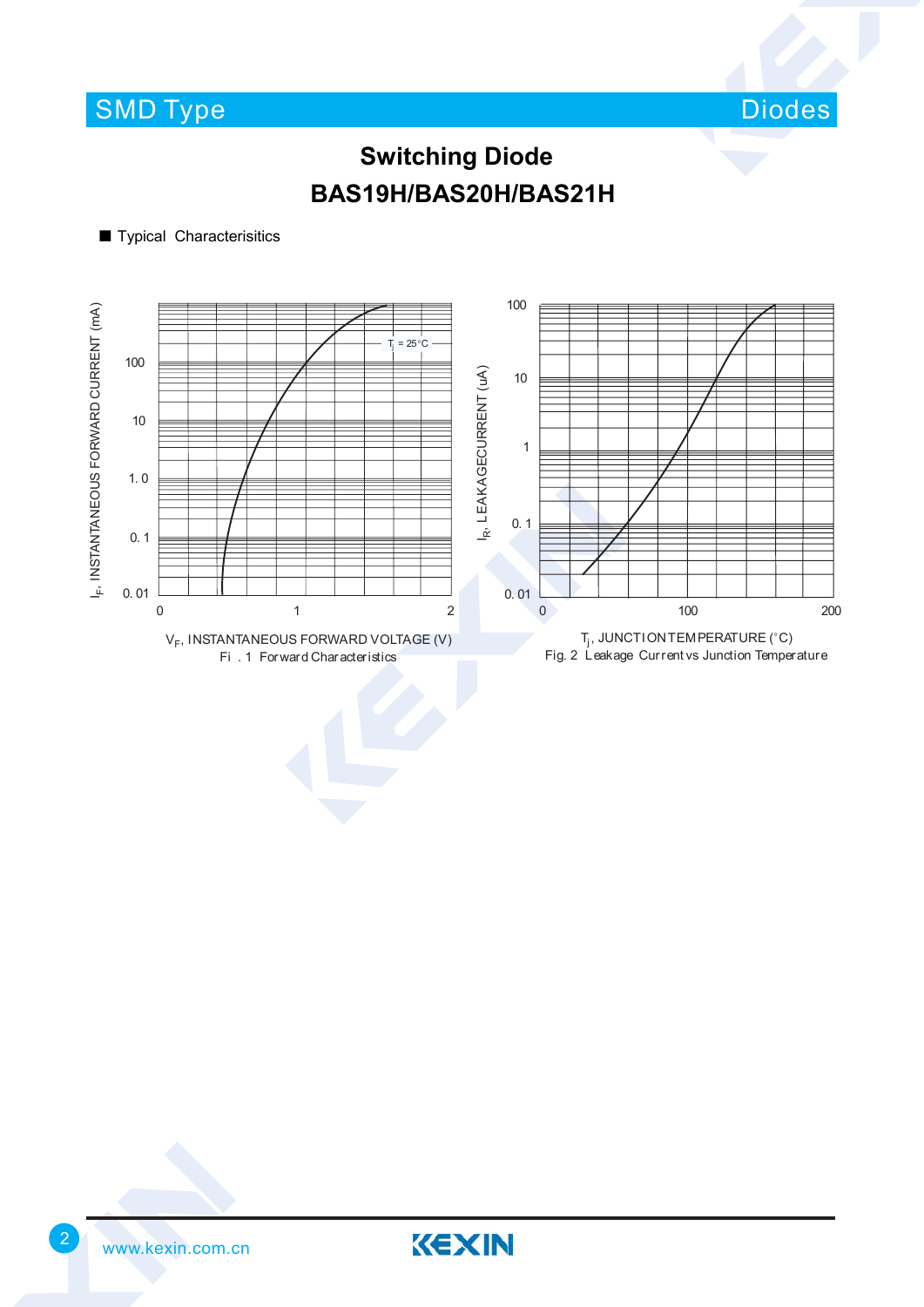SMD Type Diodes

# Switching Diode

# BAS19H/BAS20H/BAS21H

■ Typical Characterisitics

$I_F$, INSTANTANEOUS FORWARD CURRENT (mA)

100

10

1.0

0.1

0.01

0

1

2

$T_j$ = 25°C

$V_F$, INSTANTANEOUS FORWARD VOLTAGE (V)

Fig. 1 Forward Characteristics

$I_R$, LEAKAGE CURRENT (uA)

100

10

1

0.1

0.01

0

100

200

$T_j$, JUNCTION TEMPERATURE (°C)

Fig. 2 Leakage Current vs Junction Temperature